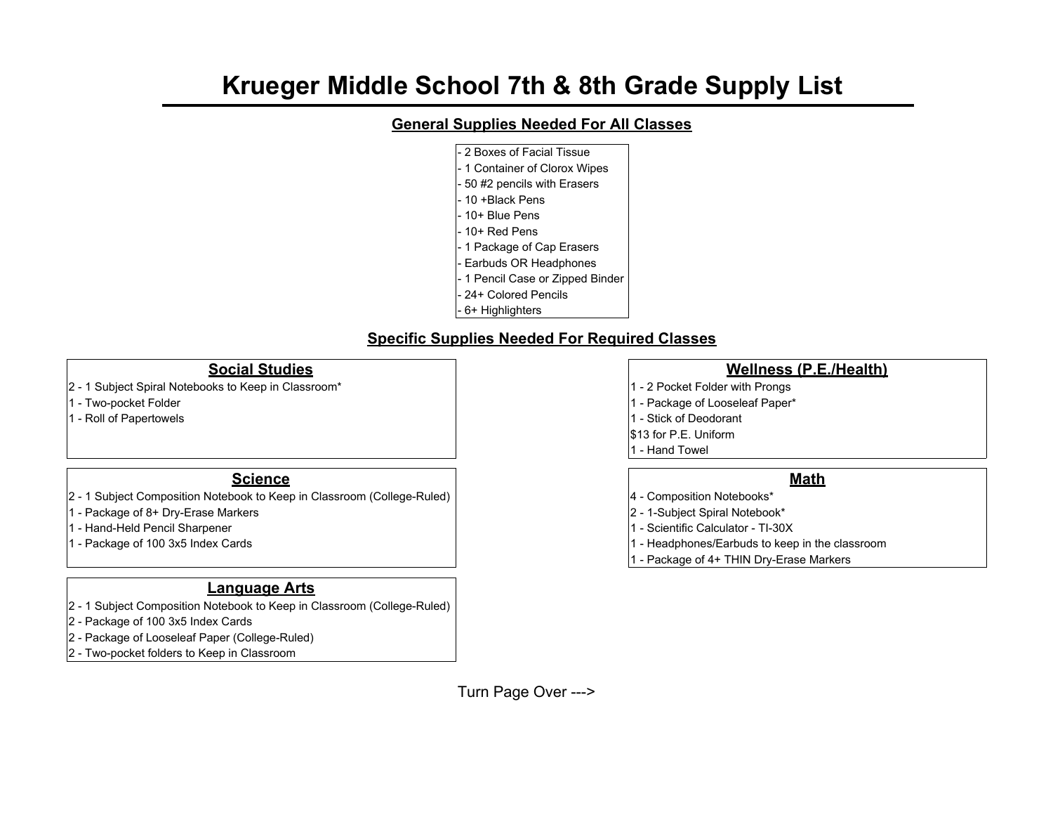# Krueger Middle School 7th & 8th Grade Supply List

## General Supplies Needed For All Classes

- 2 Boxes of Facial Tissue
- 1 Container of Clorox Wipes
- 50 #2 pencils with Erasers
- 10 +Black Pens
- 10+ Blue Pens
- 10+ Red Pens
- 1 Package of Cap Erasers
- Earbuds OR Headphones
- 1 Pencil Case or Zipped Binder
- 24+ Colored Pencils
- 6+ Highlighters

## Specific Supplies Needed For Required Classes

### Social Studies

2 - 1 Subject Spiral Notebooks to Keep in Classroom*
1 - Two-pocket Folder
1 - Roll of Papertowels

### Science

2 - 1 Subject Composition Notebook to Keep in Classroom (College-Ruled)
1 - Package of 8+ Dry-Erase Markers
1 - Hand-Held Pencil Sharpener
1 - Package of 100 3x5 Index Cards

### Language Arts

2 - 1 Subject Composition Notebook to Keep in Classroom (College-Ruled)
2 - Package of 100 3x5 Index Cards
2 - Package of Looseleaf Paper (College-Ruled)
2 - Two-pocket folders to Keep in Classroom

### Wellness (P.E./Health)

1 - 2 Pocket Folder with Prongs
1 - Package of Looseleaf Paper*
1 - Stick of Deodorant
$13 for P.E. Uniform
1 - Hand Towel

### Math

4 - Composition Notebooks*
2 - 1-Subject Spiral Notebook*
1 - Scientific Calculator - TI-30X
1 - Headphones/Earbuds to keep in the classroom
1 - Package of 4+ THIN Dry-Erase Markers

Turn Page Over --->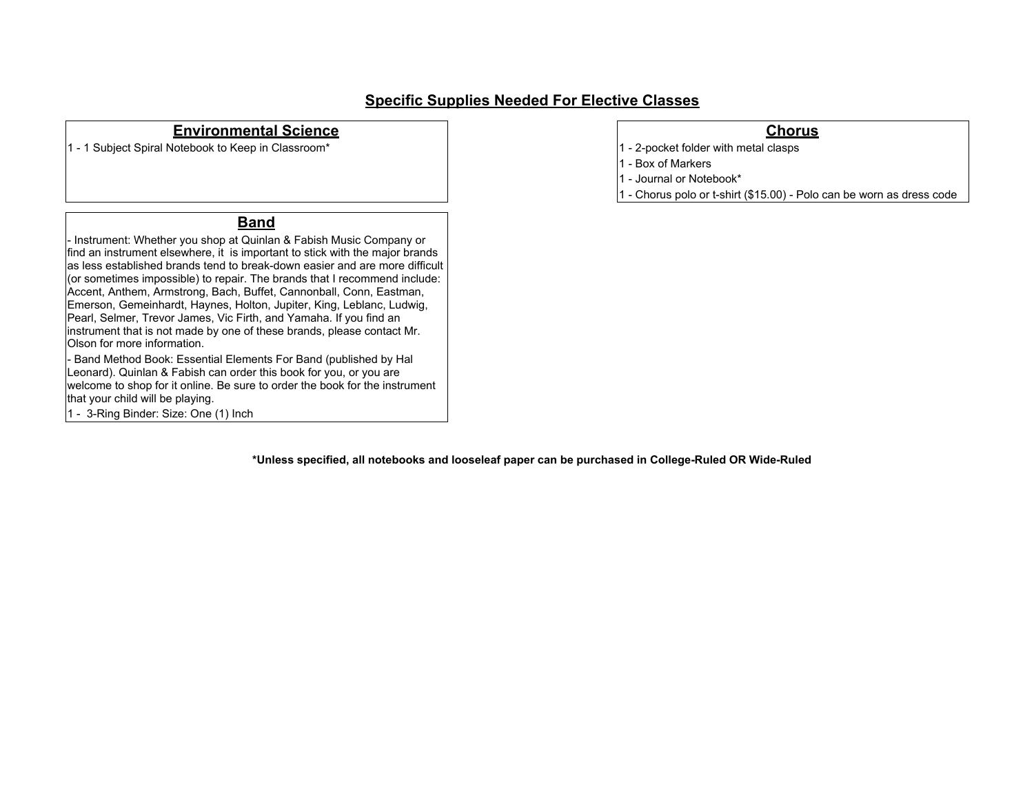## Specific Supplies Needed For Elective Classes

### Environmental Science

1 - 1 Subject Spiral Notebook to Keep in Classroom*

### Band

- Instrument: Whether you shop at Quinlan & Fabish Music Company or find an instrument elsewhere, it is important to stick with the major brands as less established brands tend to break-down easier and are more difficult (or sometimes impossible) to repair. The brands that I recommend include: Accent, Anthem, Armstrong, Bach, Buffet, Cannonball, Conn, Eastman, Emerson, Gemeinhardt, Haynes, Holton, Jupiter, King, Leblanc, Ludwig, Pearl, Selmer, Trevor James, Vic Firth, and Yamaha. If you find an instrument that is not made by one of these brands, please contact Mr. Olson for more information.
- Band Method Book: Essential Elements For Band (published by Hal Leonard). Quinlan & Fabish can order this book for you, or you are welcome to shop for it online. Be sure to order the book for the instrument that your child will be playing.

1 - 3-Ring Binder: Size: One (1) Inch

### Chorus

1 - 2-pocket folder with metal clasps

1 - Box of Markers

1 - Journal or Notebook*

1 - Chorus polo or t-shirt ($15.00) - Polo can be worn as dress code

**\*Unless specified, all notebooks and looseleaf paper can be purchased in College-Ruled OR Wide-Ruled**